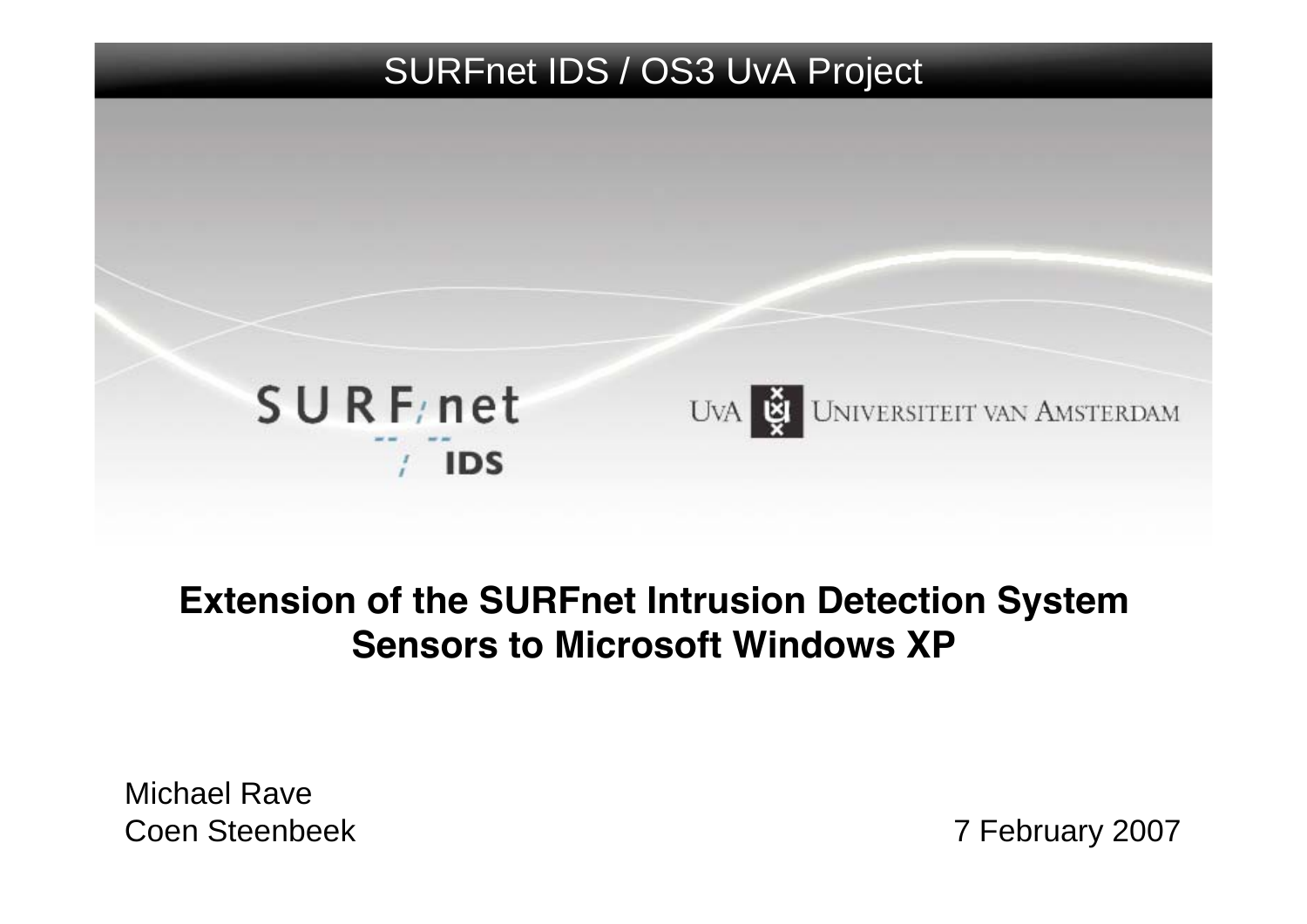SURFnet IDS / OS3 UvA Project

SURFnet IDS

UvA Universiteit van Amsterdam

# Extension of the SURFnet Intrusion Detection System Sensors to Microsoft Windows XP

Michael Rave
Coen Steenbeek

7 February 2007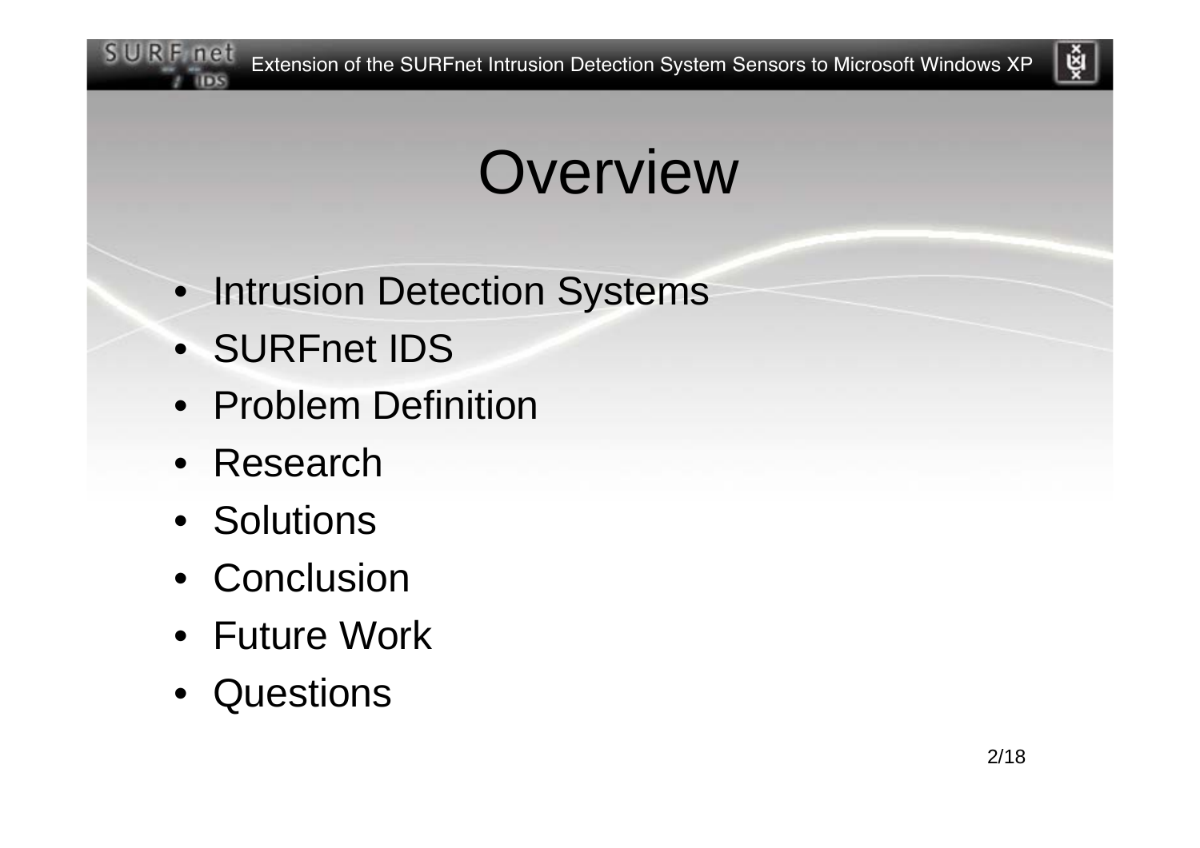# Overview

- Intrusion Detection Systems
- SURFnet IDS
- Problem Definition
- Research
- Solutions
- Conclusion
- Future Work
- Questions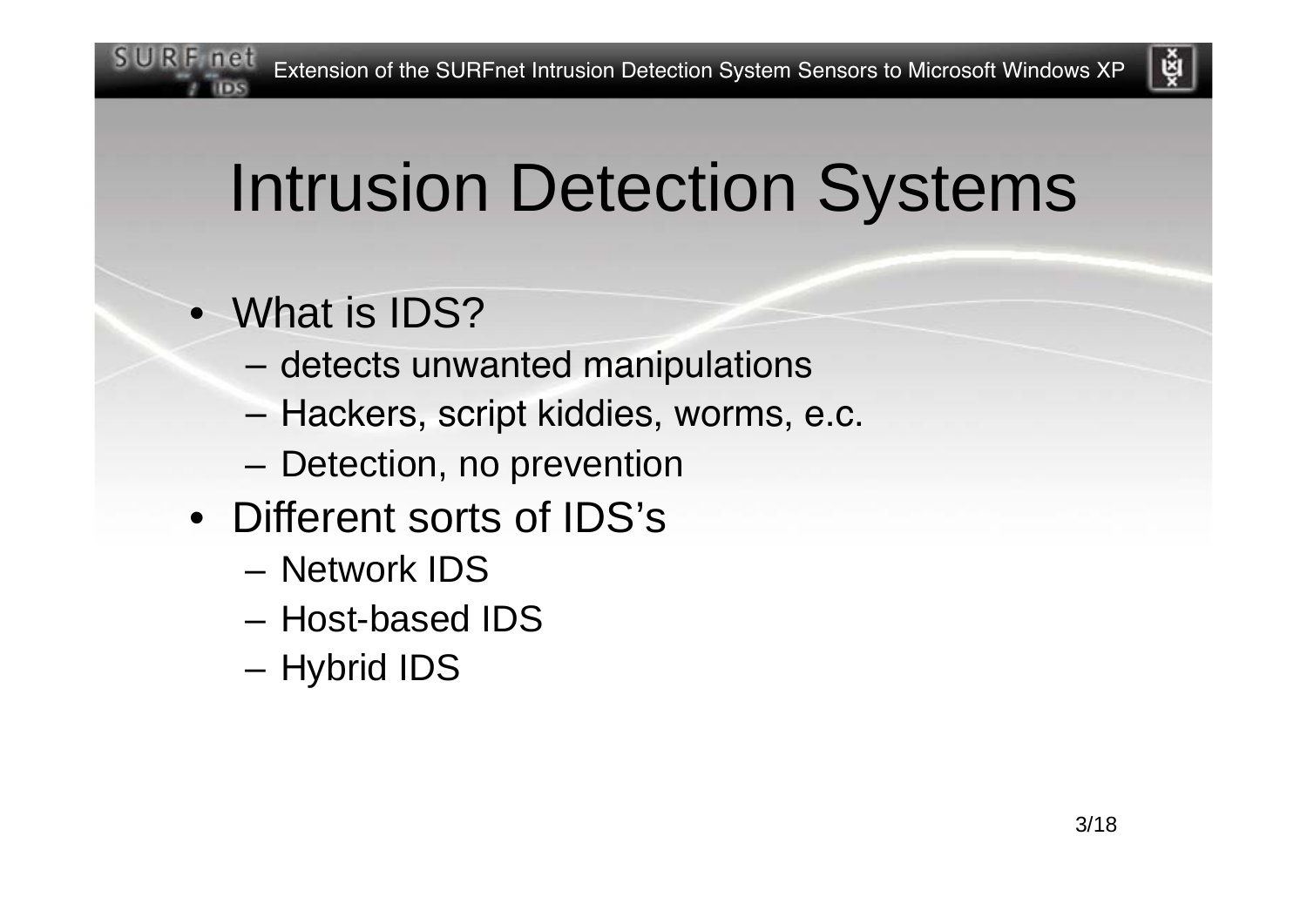# Intrusion Detection Systems

- What is IDS?
  - detects unwanted manipulations
  - Hackers, script kiddies, worms, e.c.
  - Detection, no prevention
- Different sorts of IDS's
  - Network IDS
  - Host-based IDS
  - Hybrid IDS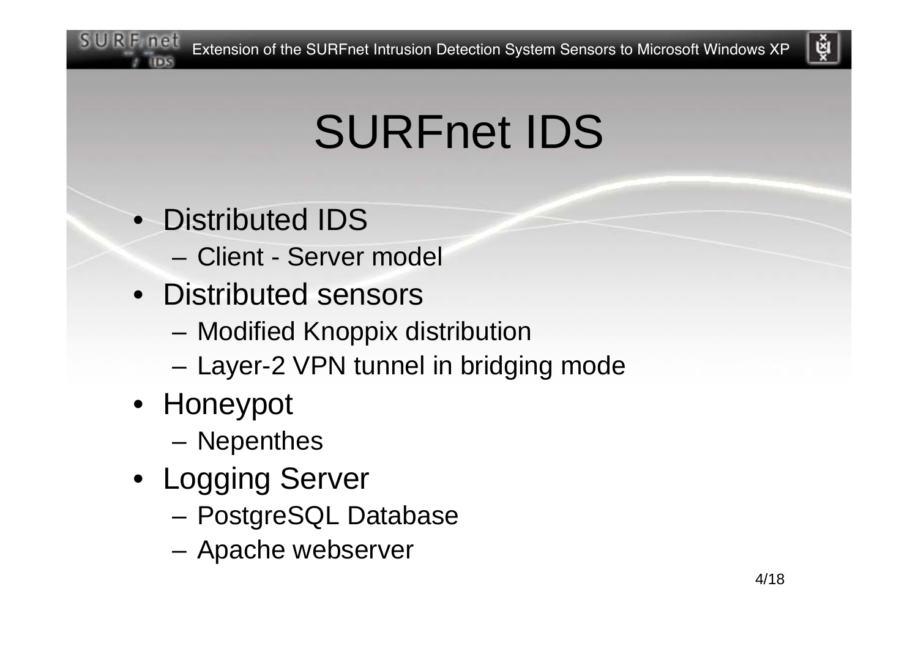# SURFnet IDS

- Distributed IDS
  - Client - Server model
- Distributed sensors
  - Modified Knoppix distribution
  - Layer-2 VPN tunnel in bridging mode
- Honeypot
  - Nepenthes
- Logging Server
  - PostgreSQL Database
  - Apache webserver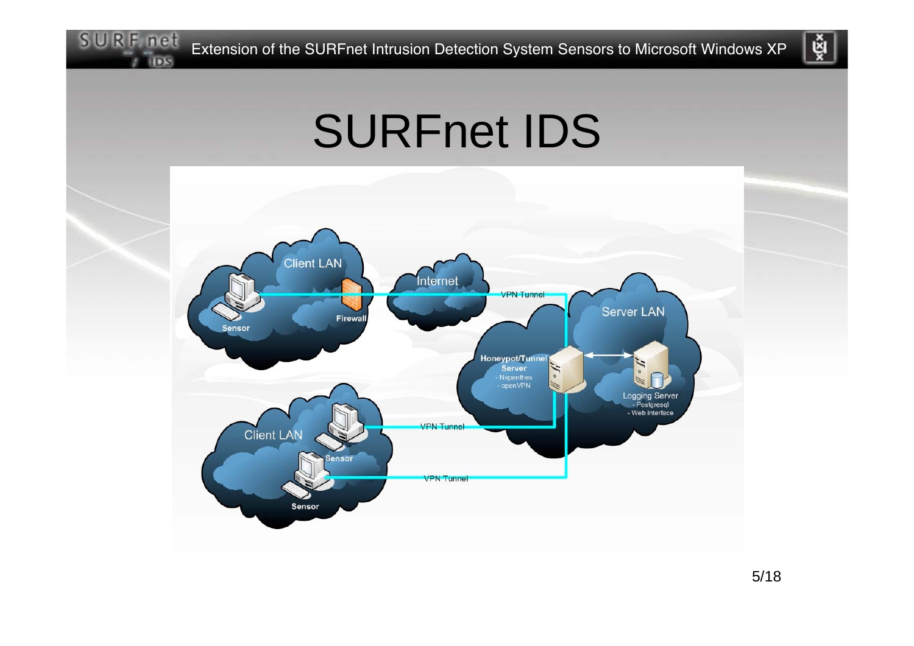# SURFnet IDS

Client LAN

Sensor

Firewall

Internet

VPN Tunnel

Server LAN

Honeypot/Tunnel Server
- Nepenthes
- openVPN

Logging Server
- Postgresql
- Web interface

Client LAN

Sensor

Sensor

VPN Tunnel

VPN Tunnel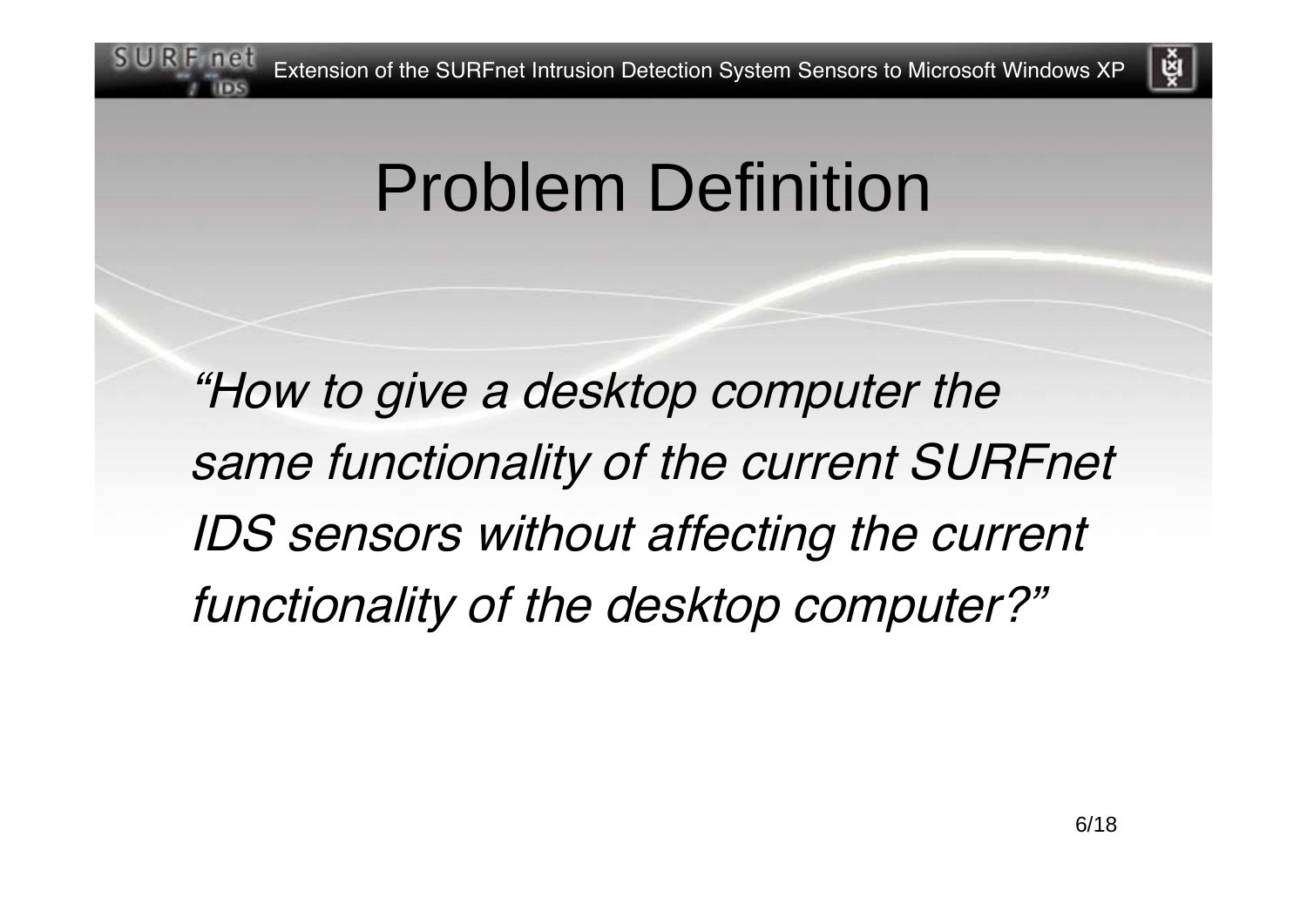# Problem Definition

*“How to give a desktop computer the same functionality of the current SURFnet IDS sensors without affecting the current functionality of the desktop computer?”*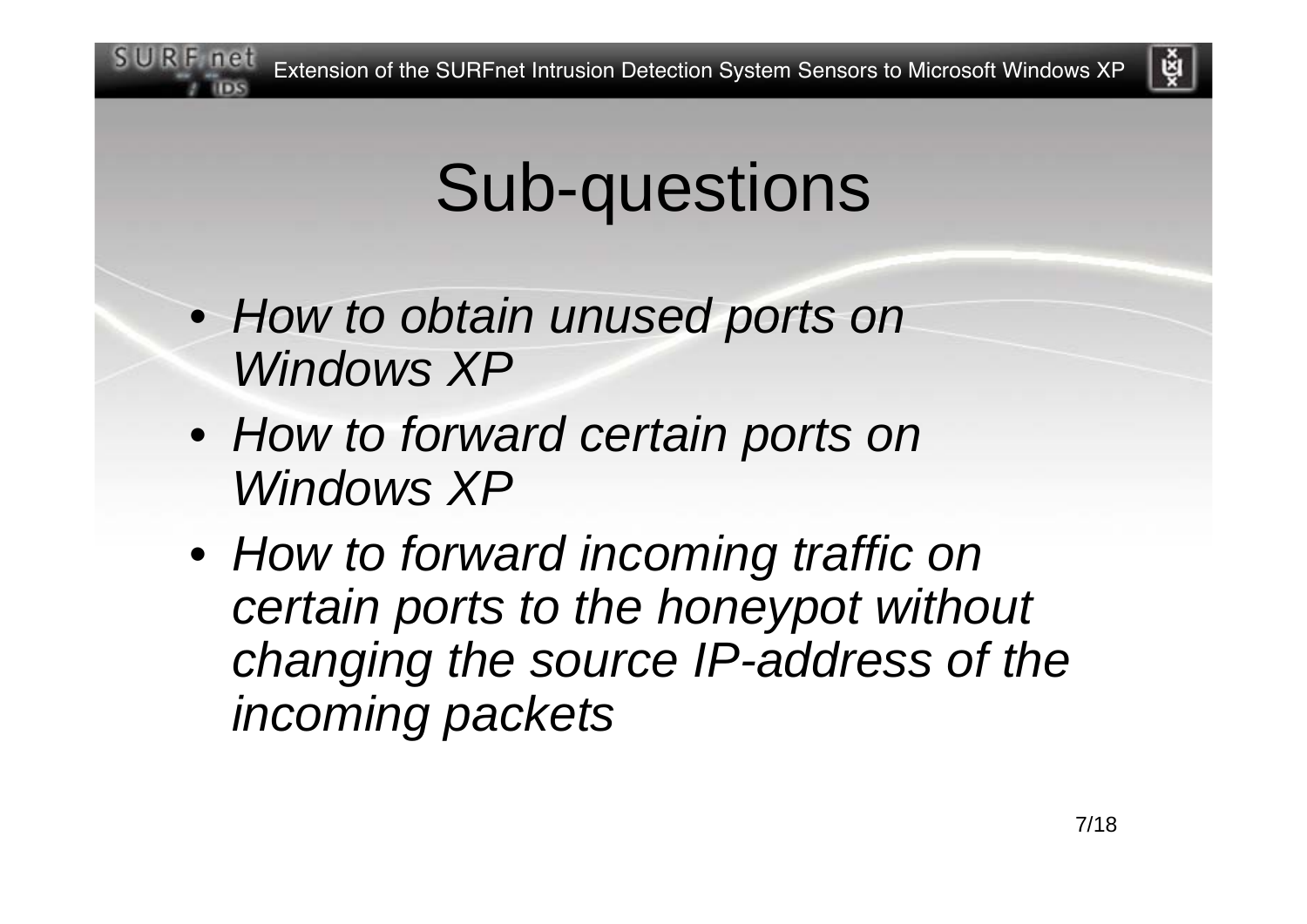# Sub-questions

- *How to obtain unused ports on Windows XP*
- *How to forward certain ports on Windows XP*
- *How to forward incoming traffic on certain ports to the honeypot without changing the source IP-address of the incoming packets*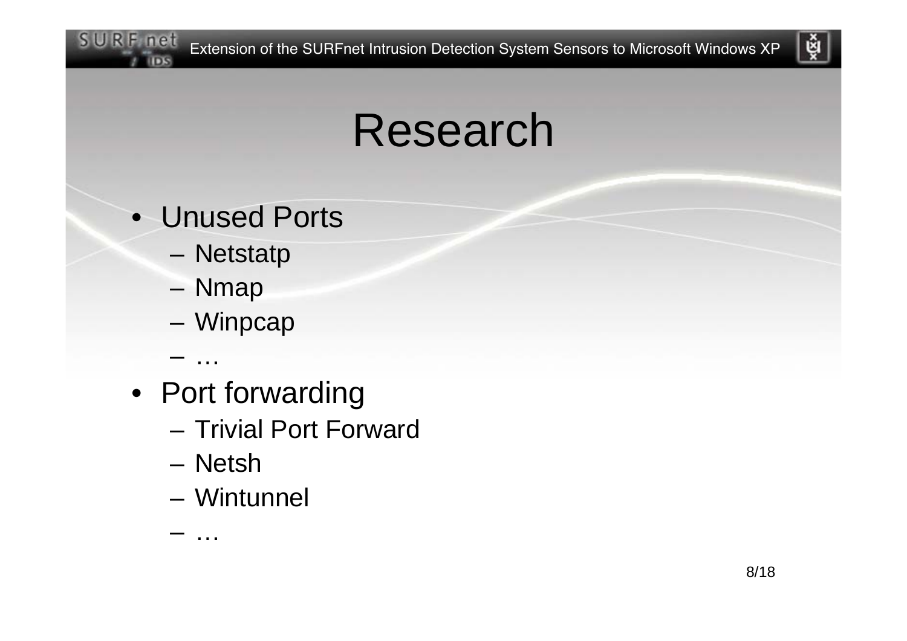# Research

- Unused Ports
  - Netstatp
  - Nmap
  - Winpcap
  - …
- Port forwarding
  - Trivial Port Forward
  - Netsh
  - Wintunnel
  - …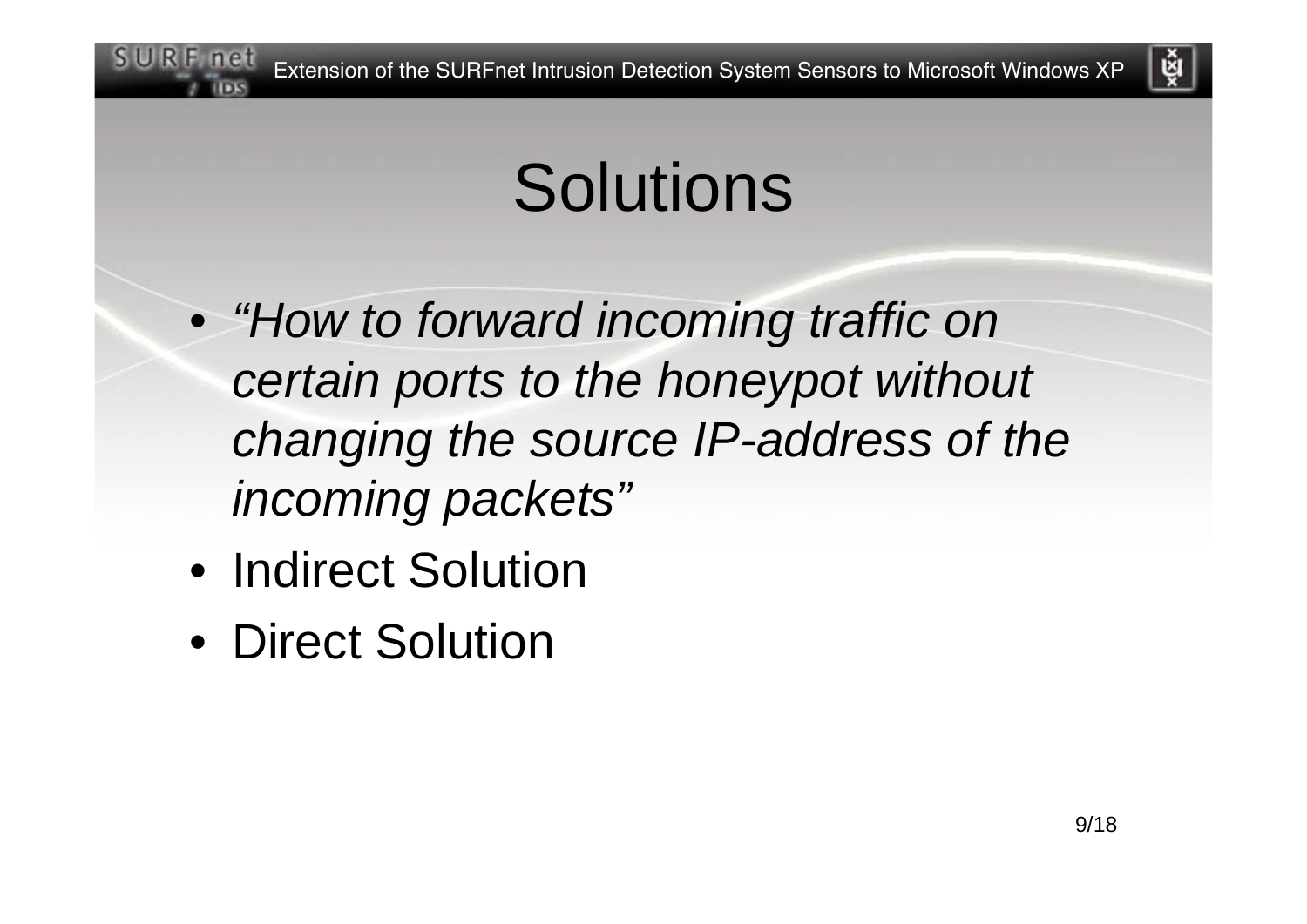# Solutions

- *“How to forward incoming traffic on certain ports to the honeypot without changing the source IP-address of the incoming packets”*
- Indirect Solution
- Direct Solution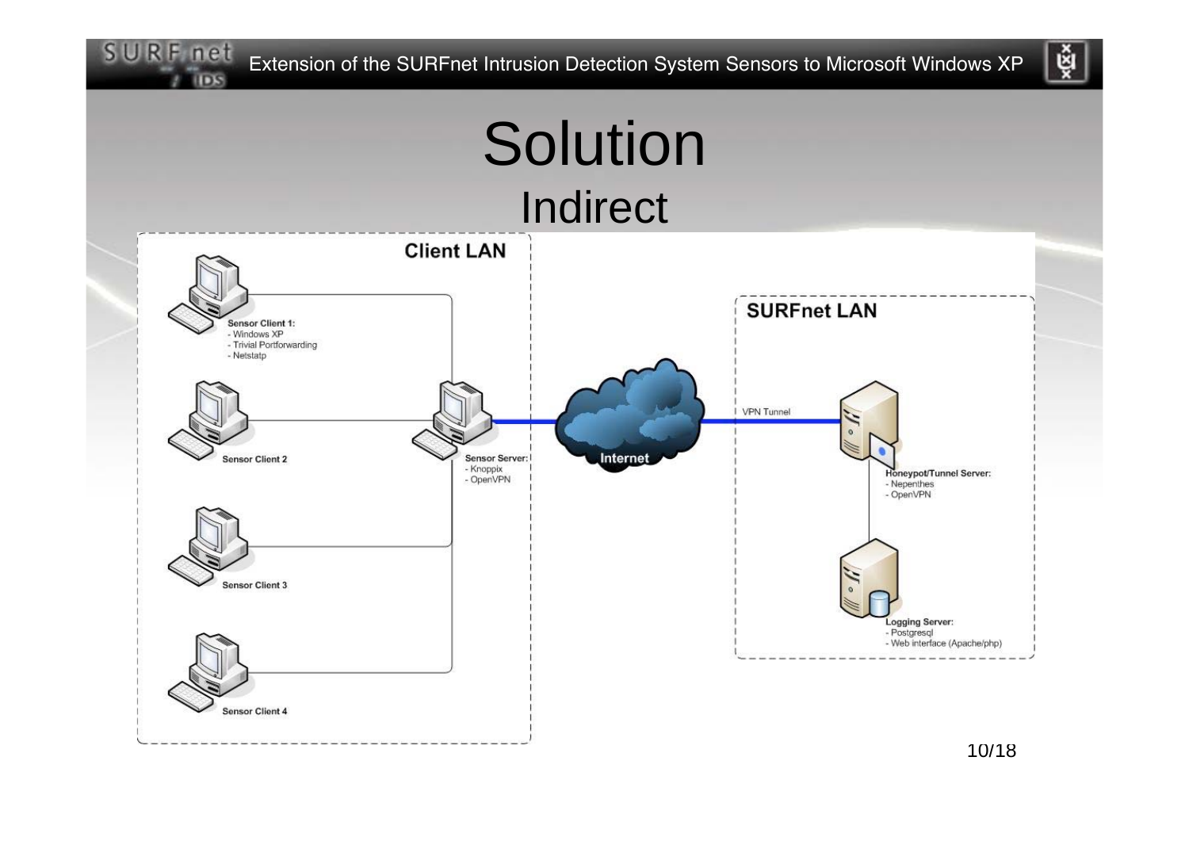# Solution

## Indirect

**Client LAN**

**Sensor Client 1:**
- Windows XP
- Trivial Portforwarding
- Netstatp

**Sensor Client 2**

**Sensor Client 3**

**Sensor Client 4**

**Sensor Server:**
- Knoppix
- OpenVPN

**Internet**

VPN Tunnel

**SURFnet LAN**

**Honeypot/Tunnel Server:**
- Nepenthes
- OpenVPN

**Logging Server:**
- Postgresql
- Web interface (Apache/php)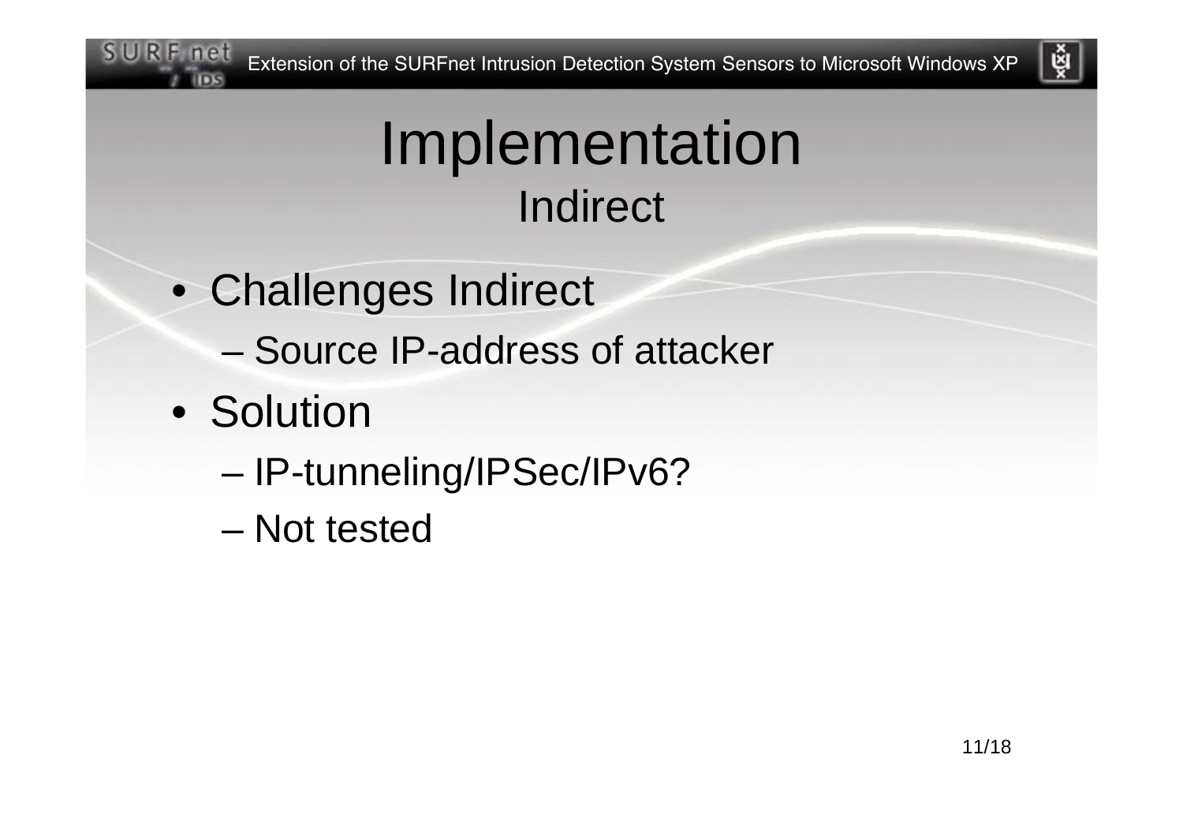# Implementation

## Indirect

- Challenges Indirect
  - Source IP-address of attacker
- Solution
  - IP-tunneling/IPSec/IPv6?
  - Not tested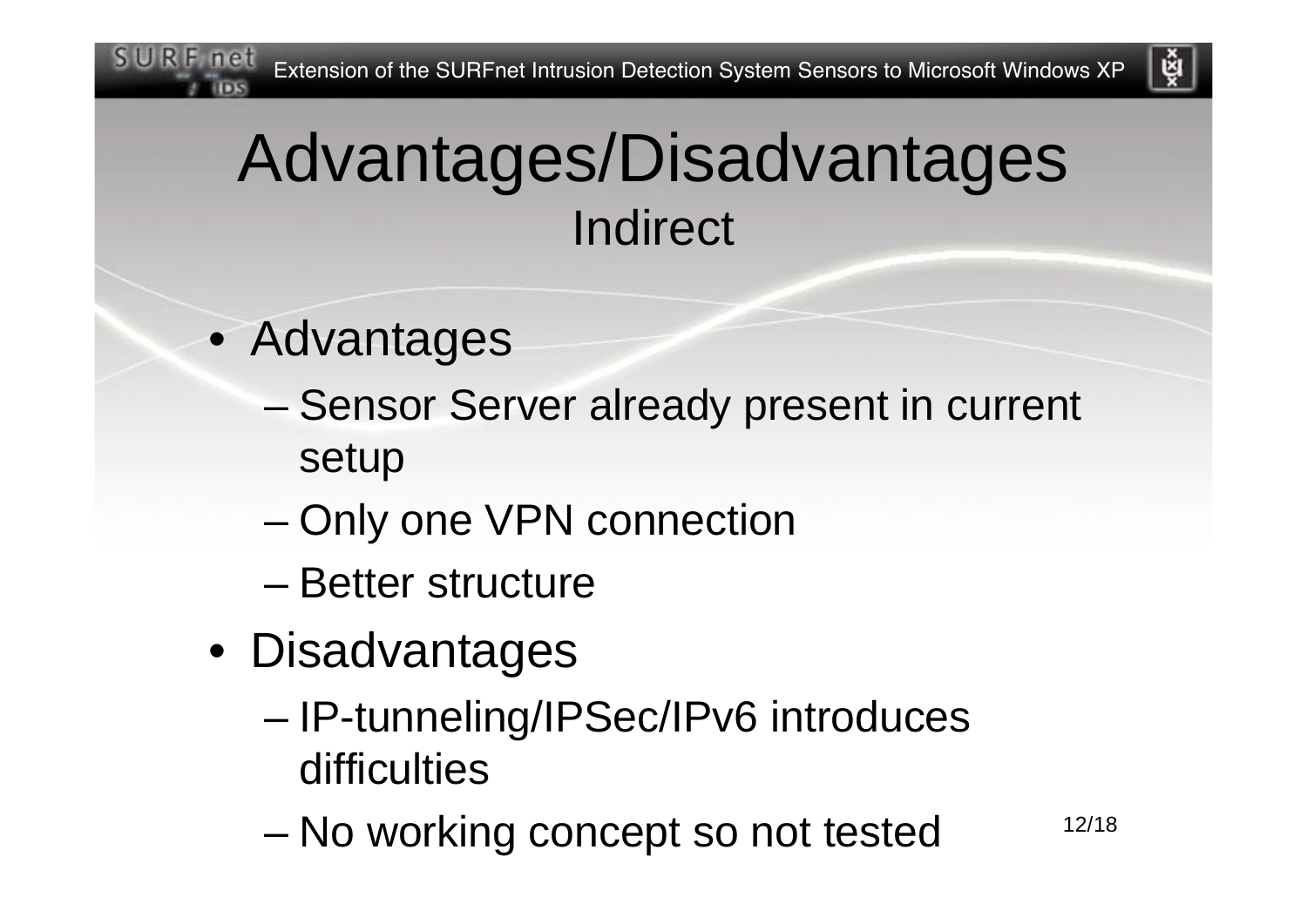# Advantages/Disadvantages

## Indirect

- Advantages
  - Sensor Server already present in current setup
  - Only one VPN connection
  - Better structure
- Disadvantages
  - IP-tunneling/IPSec/IPv6 introduces difficulties
  - No working concept so not tested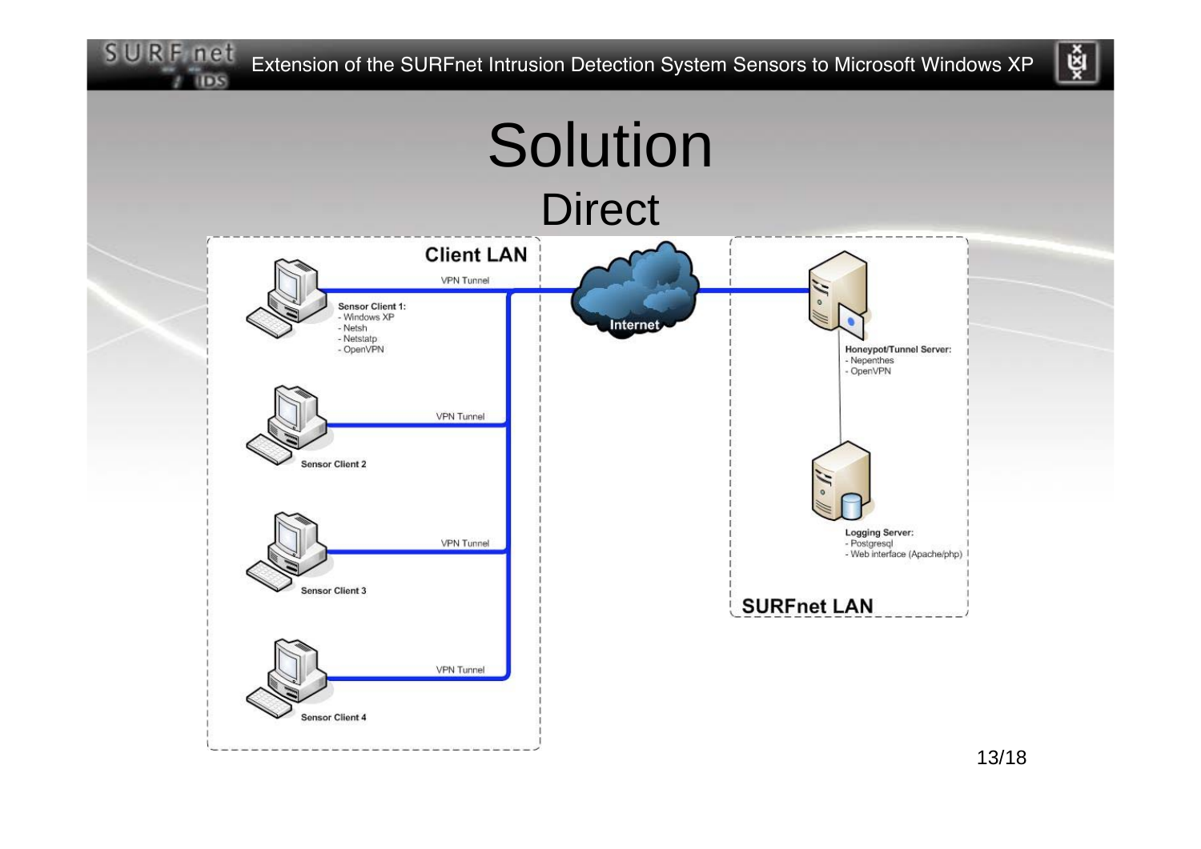# Solution

## Direct

**Client LAN**

VPN Tunnel

**Sensor Client 1:**
- Windows XP
- Netsh
- Netstatp
- OpenVPN

VPN Tunnel

**Sensor Client 2**

VPN Tunnel

**Sensor Client 3**

VPN Tunnel

**Sensor Client 4**

**Internet**

**Honeypot/Tunnel Server:**
- Nepenthes
- OpenVPN

**Logging Server:**
- Postgresql
- Web interface (Apache/php)

**SURFnet LAN**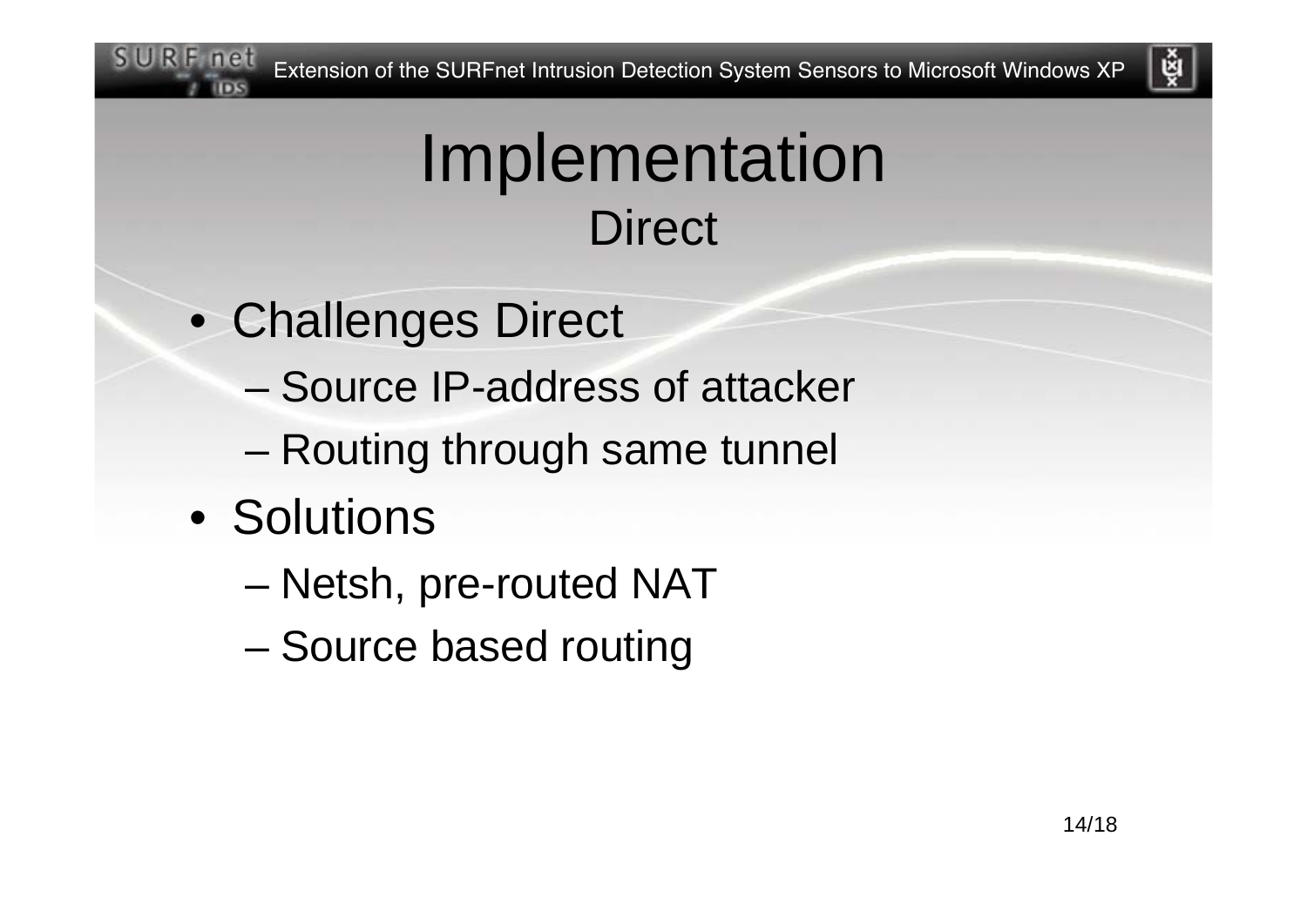# Implementation

## Direct

- Challenges Direct
  - Source IP-address of attacker
  - Routing through same tunnel
- Solutions
  - Netsh, pre-routed NAT
  - Source based routing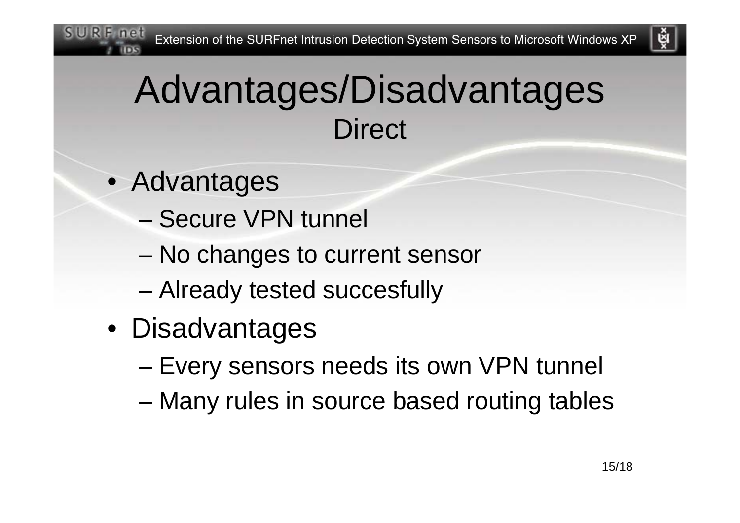# Advantages/Disadvantages

## Direct

- Advantages
  - Secure VPN tunnel
  - No changes to current sensor
  - Already tested succesfully
- Disadvantages
  - Every sensors needs its own VPN tunnel
  - Many rules in source based routing tables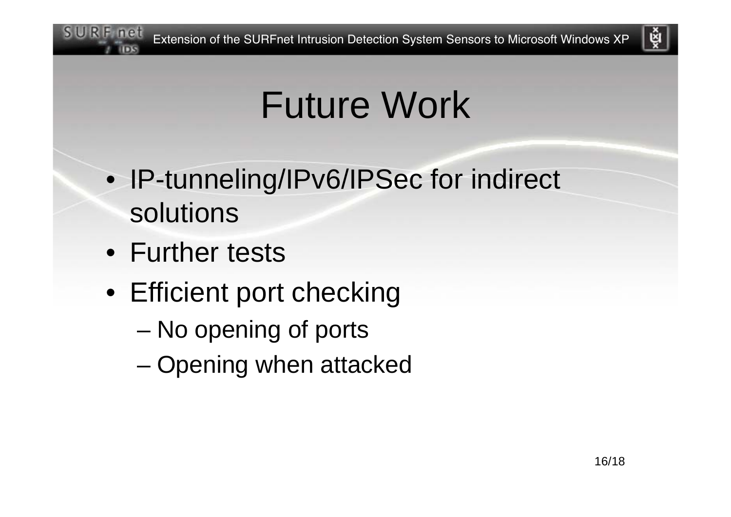# Future Work

- IP-tunneling/IPv6/IPSec for indirect solutions
- Further tests
- Efficient port checking
  - No opening of ports
  - Opening when attacked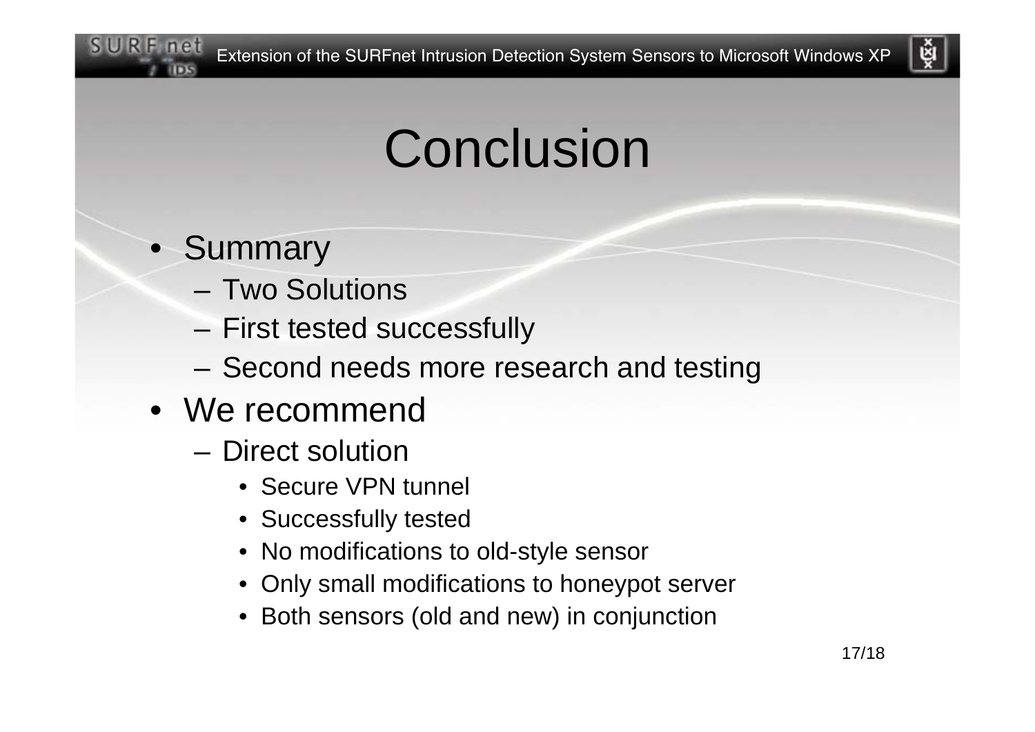# Conclusion

- Summary
  - Two Solutions
  - First tested successfully
  - Second needs more research and testing
- We recommend
  - Direct solution
    - Secure VPN tunnel
    - Successfully tested
    - No modifications to old-style sensor
    - Only small modifications to honeypot server
    - Both sensors (old and new) in conjunction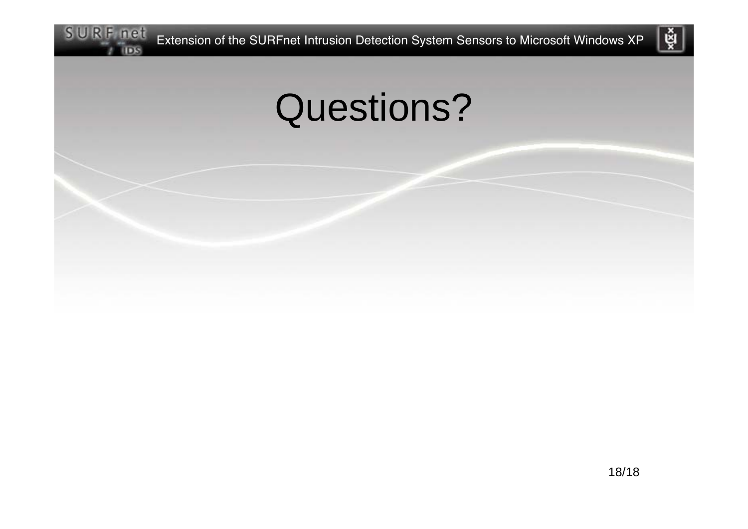# Questions?